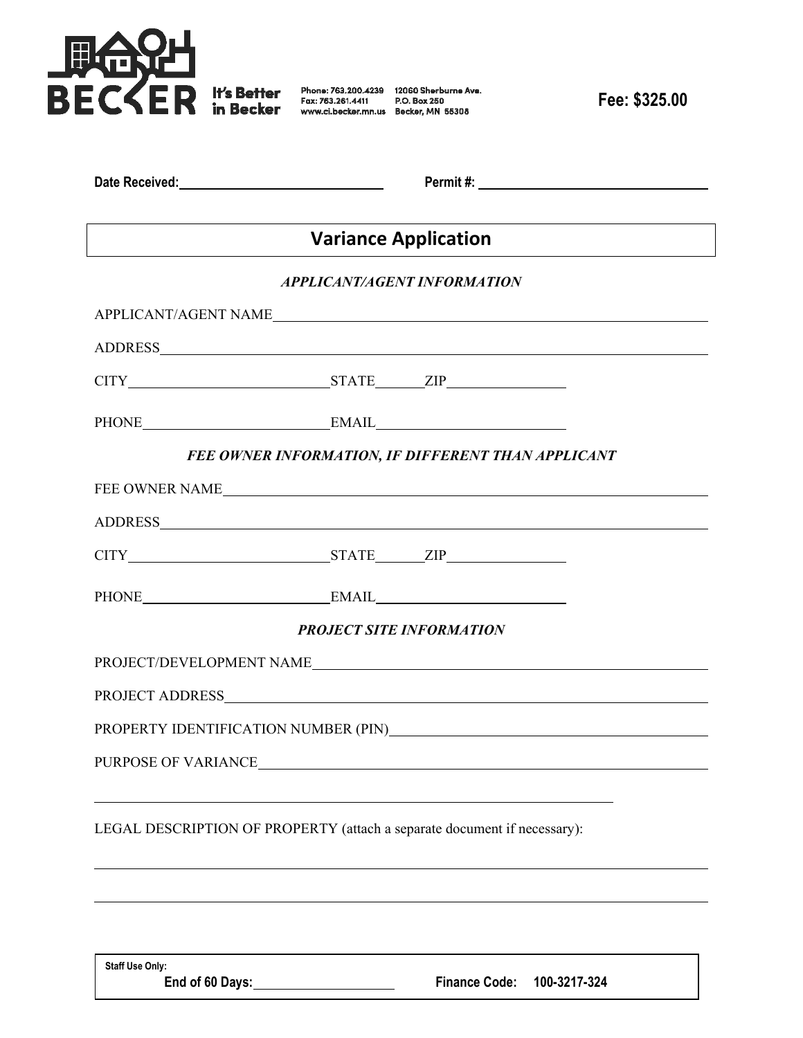BECKER It's Better in Becker

Phone: 763.200.4239
Fax: 763.261.4411
www.ci.becker.mn.us

12060 Sherburne Ave.
P.O. Box 250
Becker, MN 55308

**Fee: $325.00**

**Date Received:** ______________________ **Permit #:** ______________________

# Variance Application

### *APPLICANT/AGENT INFORMATION*

APPLICANT/AGENT NAME ______________________________________________

ADDRESS ______________________________________________

CITY ______________________ STATE ______ ZIP ____________

PHONE ______________________ EMAIL ______________________

### *FEE OWNER INFORMATION, IF DIFFERENT THAN APPLICANT*

FEE OWNER NAME ______________________________________________

ADDRESS ______________________________________________

CITY ______________________ STATE ______ ZIP ____________

PHONE ______________________ EMAIL ______________________

### *PROJECT SITE INFORMATION*

PROJECT/DEVELOPMENT NAME ______________________________________________

PROJECT ADDRESS ______________________________________________

PROPERTY IDENTIFICATION NUMBER (PIN) ______________________________________________

PURPOSE OF VARIANCE ______________________________________________

______________________________________________

LEGAL DESCRIPTION OF PROPERTY (attach a separate document if necessary):

______________________________________________

______________________________________________

**Staff Use Only:**
**End of 60 Days:** ______________________ **Finance Code: 100-3217-324**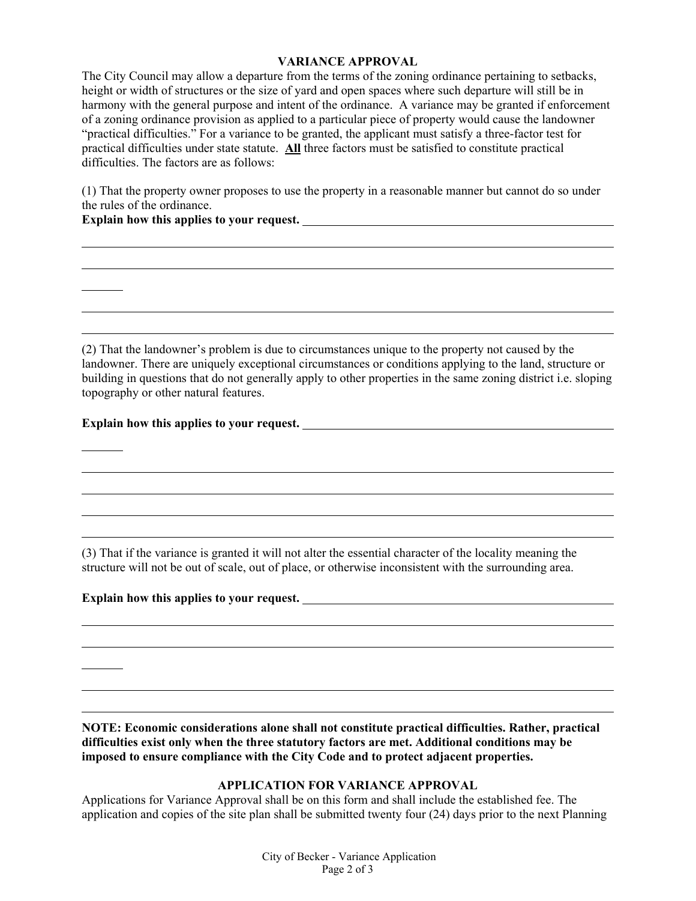## VARIANCE APPROVAL

The City Council may allow a departure from the terms of the zoning ordinance pertaining to setbacks, height or width of structures or the size of yard and open spaces where such departure will still be in harmony with the general purpose and intent of the ordinance. A variance may be granted if enforcement of a zoning ordinance provision as applied to a particular piece of property would cause the landowner "practical difficulties." For a variance to be granted, the applicant must satisfy a three-factor test for practical difficulties under state statute. **All** three factors must be satisfied to constitute practical difficulties. The factors are as follows:

(1) That the property owner proposes to use the property in a reasonable manner but cannot do so under the rules of the ordinance.

**Explain how this applies to your request.** ______________________________

______________________________

______________________________

______________________________

______________________________

______________________________

(2) That the landowner's problem is due to circumstances unique to the property not caused by the landowner. There are uniquely exceptional circumstances or conditions applying to the land, structure or building in questions that do not generally apply to other properties in the same zoning district i.e. sloping topography or other natural features.

**Explain how this applies to your request.** ______________________________

______________________________

______________________________

______________________________

______________________________

______________________________

(3) That if the variance is granted it will not alter the essential character of the locality meaning the structure will not be out of scale, out of place, or otherwise inconsistent with the surrounding area.

**Explain how this applies to your request.** ______________________________

______________________________

______________________________

______________________________

______________________________

______________________________

**NOTE: Economic considerations alone shall not constitute practical difficulties. Rather, practical difficulties exist only when the three statutory factors are met. Additional conditions may be imposed to ensure compliance with the City Code and to protect adjacent properties.**

## APPLICATION FOR VARIANCE APPROVAL

Applications for Variance Approval shall be on this form and shall include the established fee. The application and copies of the site plan shall be submitted twenty four (24) days prior to the next Planning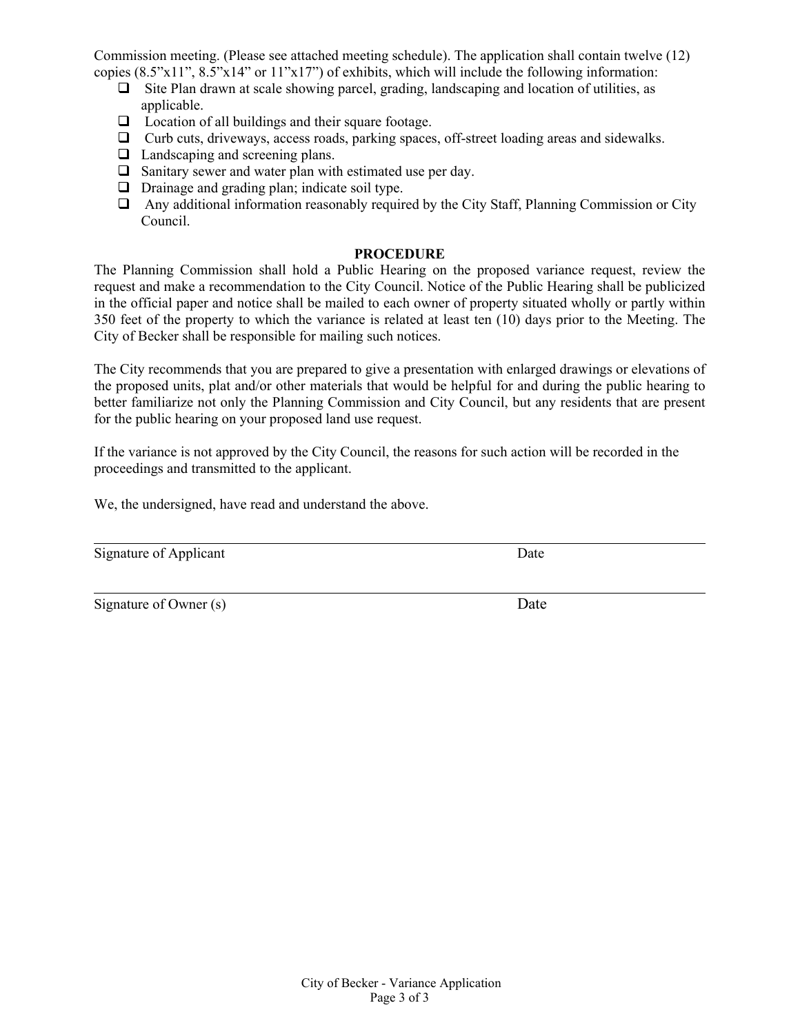Commission meeting. (Please see attached meeting schedule). The application shall contain twelve (12) copies (8.5"x11", 8.5"x14" or 11"x17") of exhibits, which will include the following information:

- ☐ Site Plan drawn at scale showing parcel, grading, landscaping and location of utilities, as applicable.
- ☐ Location of all buildings and their square footage.
- ☐ Curb cuts, driveways, access roads, parking spaces, off-street loading areas and sidewalks.
- ☐ Landscaping and screening plans.
- ☐ Sanitary sewer and water plan with estimated use per day.
- ☐ Drainage and grading plan; indicate soil type.
- ☐ Any additional information reasonably required by the City Staff, Planning Commission or City Council.

**PROCEDURE**

The Planning Commission shall hold a Public Hearing on the proposed variance request, review the request and make a recommendation to the City Council. Notice of the Public Hearing shall be publicized in the official paper and notice shall be mailed to each owner of property situated wholly or partly within 350 feet of the property to which the variance is related at least ten (10) days prior to the Meeting. The City of Becker shall be responsible for mailing such notices.

The City recommends that you are prepared to give a presentation with enlarged drawings or elevations of the proposed units, plat and/or other materials that would be helpful for and during the public hearing to better familiarize not only the Planning Commission and City Council, but any residents that are present for the public hearing on your proposed land use request.

If the variance is not approved by the City Council, the reasons for such action will be recorded in the proceedings and transmitted to the applicant.

We, the undersigned, have read and understand the above.

\_\_\_\_\_\_\_\_\_\_\_\_\_\_\_\_\_\_\_\_\_\_\_\_\_\_\_\_\_\_\_\_\_\_\_\_\_\_\_\_\_\_\_\_\_\_\_\_\_\_

Signature of Applicant                                                  Date

\_\_\_\_\_\_\_\_\_\_\_\_\_\_\_\_\_\_\_\_\_\_\_\_\_\_\_\_\_\_\_\_\_\_\_\_\_\_\_\_\_\_\_\_\_\_\_\_\_\_

Signature of Owner (s)                                                  Date